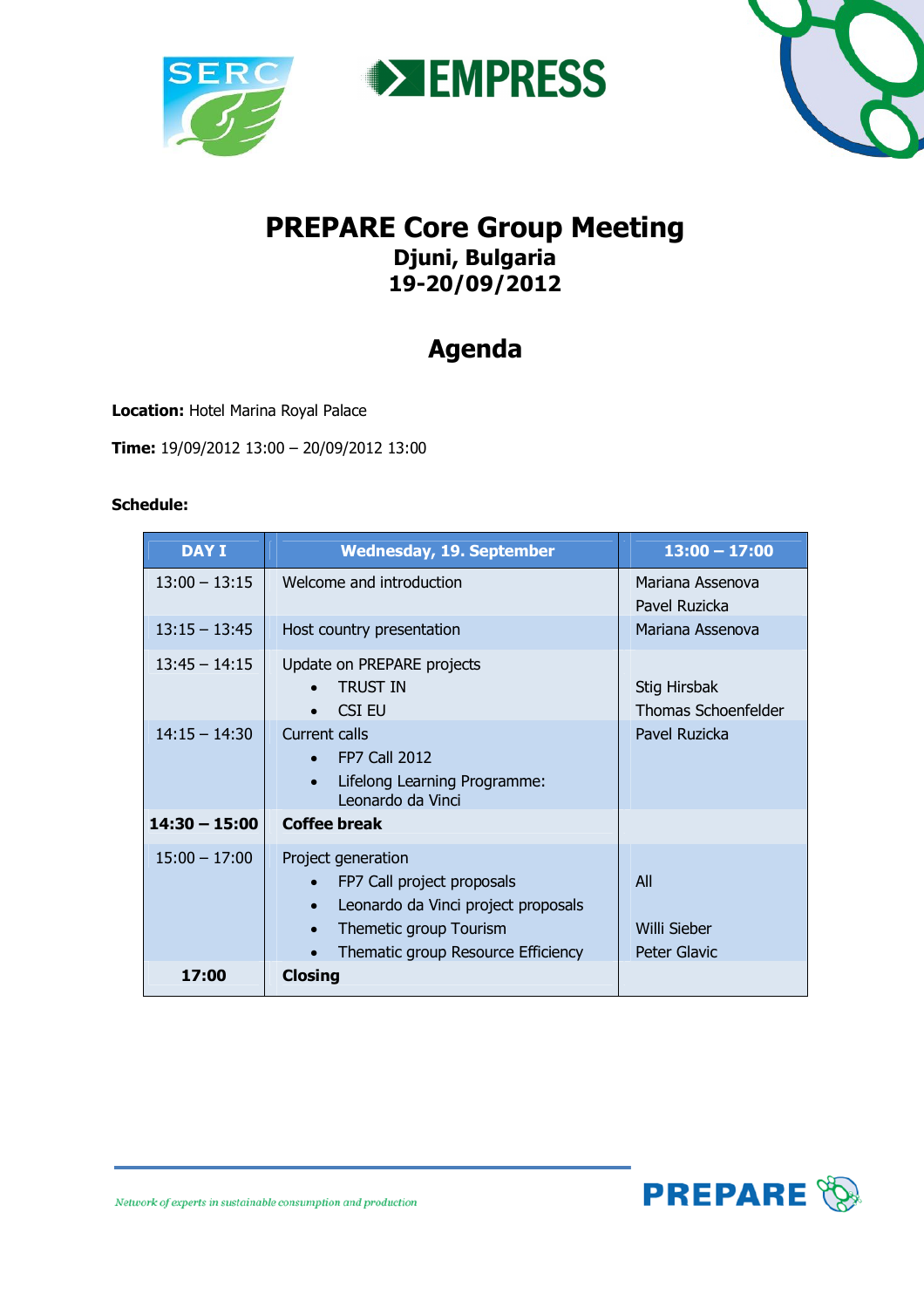# PREPARE Core Group Meeting

## Djuni, Bulgaria

## 19-20/09/2012

# Agenda

**Location:** Hotel Marina Royal Palace

**Time:** 19/09/2012 13:00 – 20/09/2012 13:00

**Schedule:**

| DAY I | Wednesday, 19. September | 13:00 – 17:00 |
|---|---|---|
| 13:00 – 13:15 | Welcome and introduction | Mariana Assenova<br>Pavel Ruzicka |
| 13:15 – 13:45 | Host country presentation | Mariana Assenova |
| 13:45 – 14:15 | Update on PREPARE projects<br>• TRUST IN<br>• CSI EU | <br>Stig Hirsbak<br>Thomas Schoenfelder |
| 14:15 – 14:30 | Current calls<br>• FP7 Call 2012<br>• Lifelong Learning Programme: Leonardo da Vinci | Pavel Ruzicka |
| **14:30 – 15:00** | **Coffee break** | |
| 15:00 – 17:00 | Project generation<br>• FP7 Call project proposals<br>• Leonardo da Vinci project proposals<br>• Themetic group Tourism<br>• Thematic group Resource Efficiency | <br>All<br><br>Willi Sieber<br>Peter Glavic |
| **17:00** | **Closing** | |

*Network of experts in sustainable consumption and production*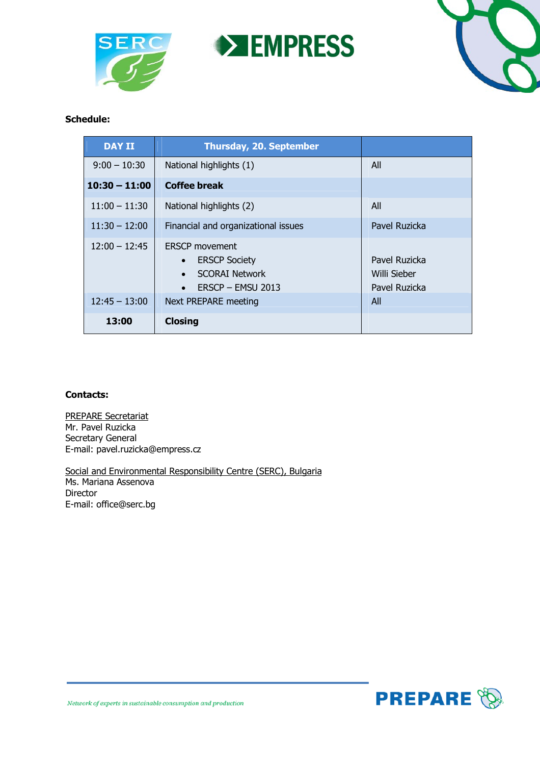**Schedule:**

| DAY II | Thursday, 20. September | |
|---|---|---|
| 9:00 – 10:30 | National highlights (1) | All |
| **10:30 – 11:00** | **Coffee break** | |
| 11:00 – 11:30 | National highlights (2) | All |
| 11:30 – 12:00 | Financial and organizational issues | Pavel Ruzicka |
| 12:00 – 12:45 | ERSCP movement<br>• ERSCP Society<br>• SCORAI Network<br>• ERSCP – EMSU 2013 | <br>Pavel Ruzicka<br>Willi Sieber<br>Pavel Ruzicka |
| 12:45 – 13:00 | Next PREPARE meeting | All |
| **13:00** | **Closing** | |

**Contacts:**

PREPARE Secretariat
Mr. Pavel Ruzicka
Secretary General
E-mail: pavel.ruzicka@empress.cz

Social and Environmental Responsibility Centre (SERC), Bulgaria
Ms. Mariana Assenova
Director
E-mail: office@serc.bg